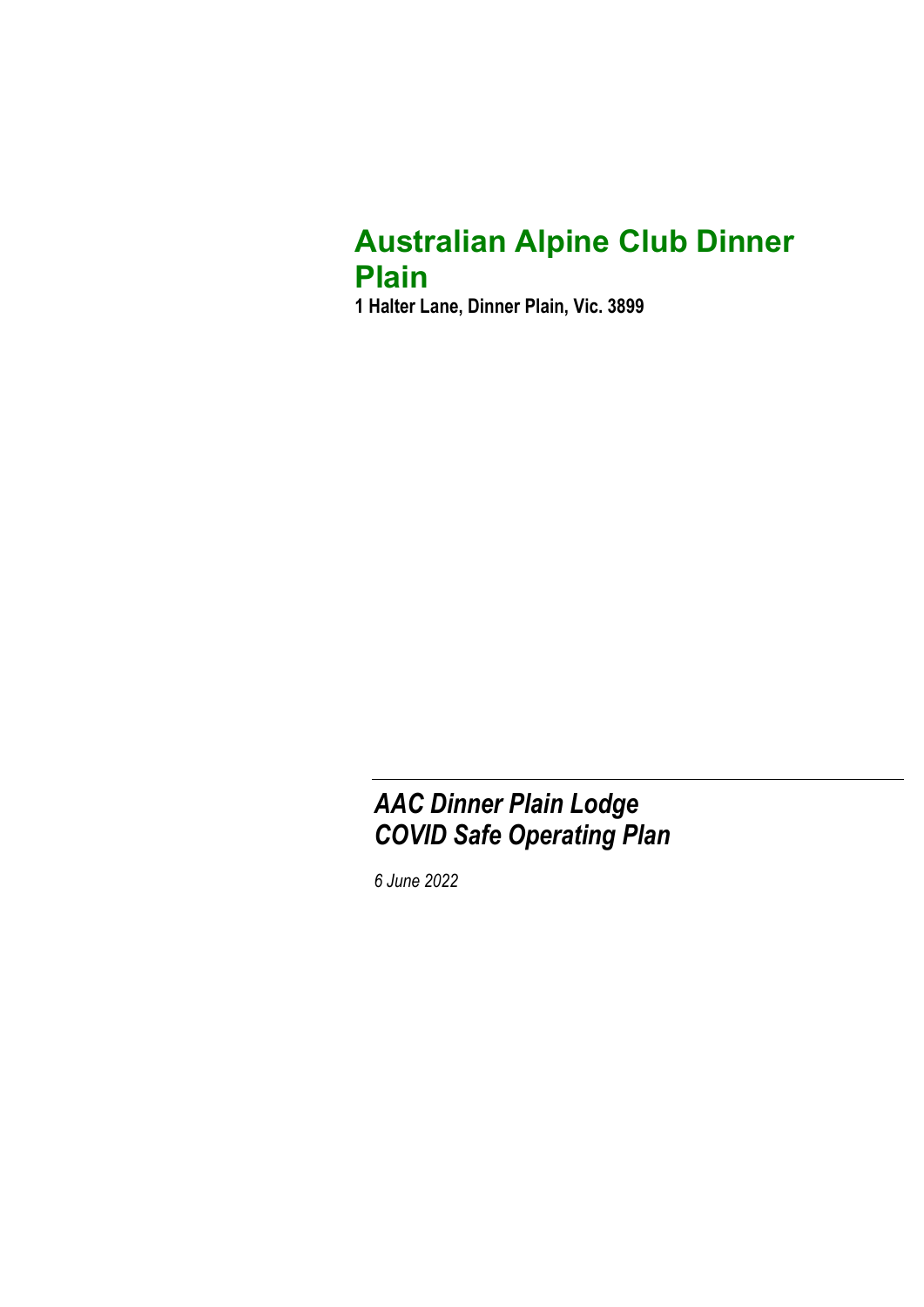# Australian Alpine Club Dinner Plain

**1 Halter Lane, Dinner Plain, Vic. 3899**

---

## *AAC Dinner Plain Lodge COVID Safe Operating Plan*

*6 June 2022*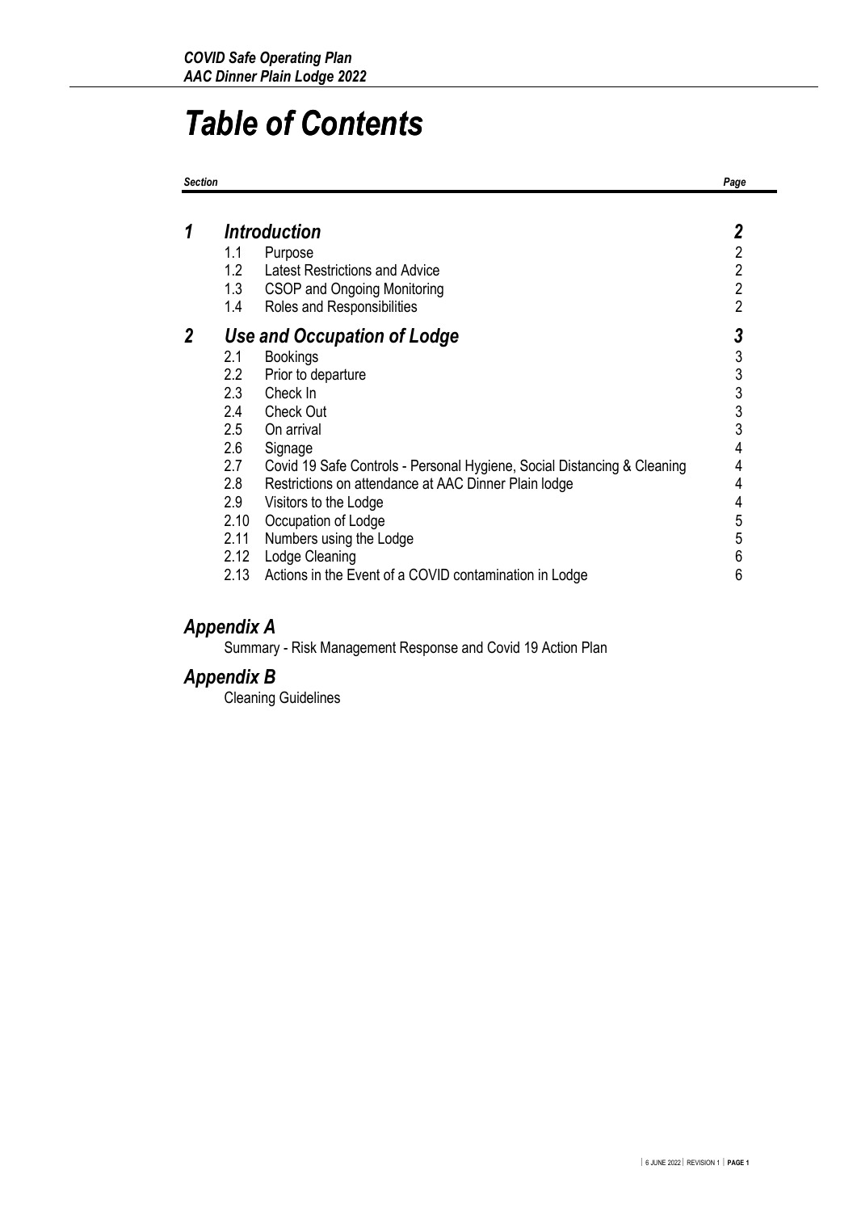# Table of Contents

| Section | | | Page |
|---|---|---|---|
| **1** | ***Introduction*** | | **2** |
| | 1.1 | Purpose | 2 |
| | 1.2 | Latest Restrictions and Advice | 2 |
| | 1.3 | CSOP and Ongoing Monitoring | 2 |
| | 1.4 | Roles and Responsibilities | 2 |
| **2** | ***Use and Occupation of Lodge*** | | **3** |
| | 2.1 | Bookings | 3 |
| | 2.2 | Prior to departure | 3 |
| | 2.3 | Check In | 3 |
| | 2.4 | Check Out | 3 |
| | 2.5 | On arrival | 3 |
| | 2.6 | Signage | 4 |
| | 2.7 | Covid 19 Safe Controls - Personal Hygiene, Social Distancing & Cleaning | 4 |
| | 2.8 | Restrictions on attendance at AAC Dinner Plain lodge | 4 |
| | 2.9 | Visitors to the Lodge | 4 |
| | 2.10 | Occupation of Lodge | 5 |
| | 2.11 | Numbers using the Lodge | 5 |
| | 2.12 | Lodge Cleaning | 6 |
| | 2.13 | Actions in the Event of a COVID contamination in Lodge | 6 |

### *Appendix A*

Summary - Risk Management Response and Covid 19 Action Plan

### *Appendix B*

Cleaning Guidelines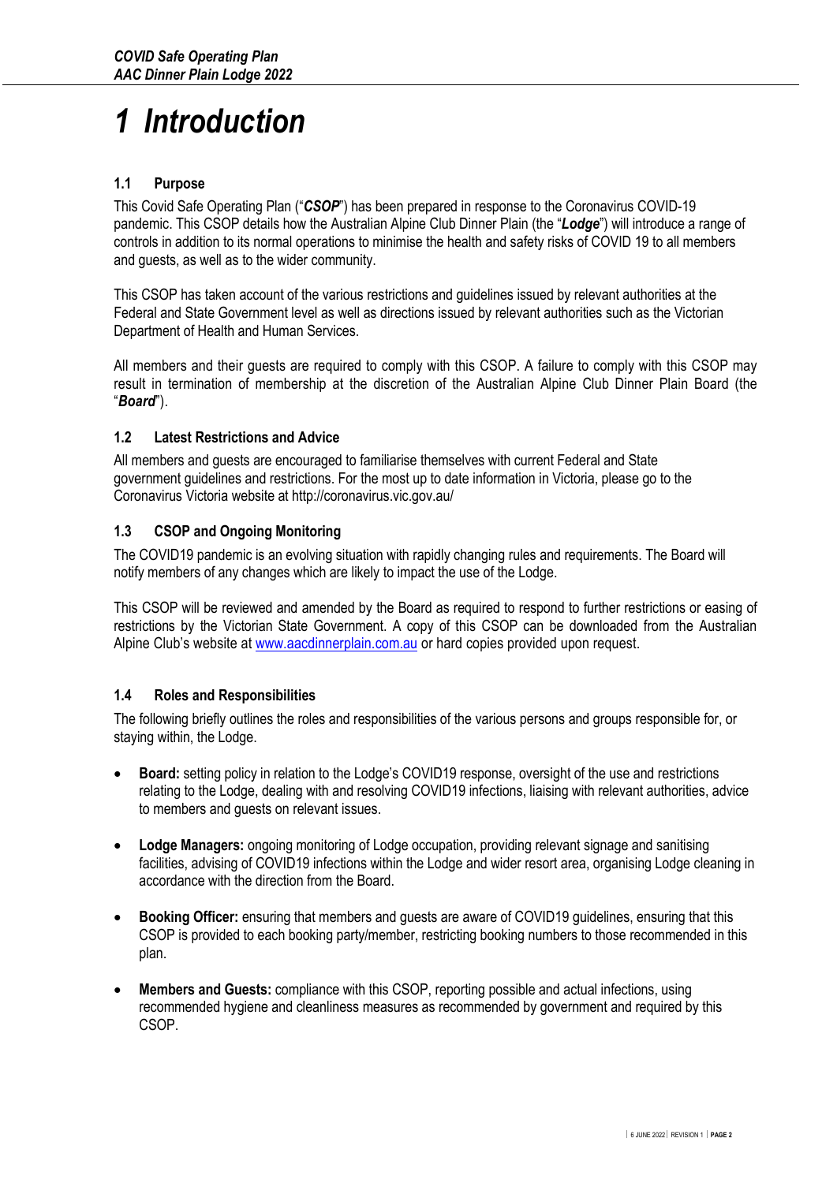# *1 Introduction*

### 1.1 Purpose

This Covid Safe Operating Plan ("***CSOP***") has been prepared in response to the Coronavirus COVID-19 pandemic. This CSOP details how the Australian Alpine Club Dinner Plain (the "***Lodge***") will introduce a range of controls in addition to its normal operations to minimise the health and safety risks of COVID 19 to all members and guests, as well as to the wider community.

This CSOP has taken account of the various restrictions and guidelines issued by relevant authorities at the Federal and State Government level as well as directions issued by relevant authorities such as the Victorian Department of Health and Human Services.

All members and their guests are required to comply with this CSOP. A failure to comply with this CSOP may result in termination of membership at the discretion of the Australian Alpine Club Dinner Plain Board (the "***Board***").

### 1.2 Latest Restrictions and Advice

All members and guests are encouraged to familiarise themselves with current Federal and State government guidelines and restrictions. For the most up to date information in Victoria, please go to the Coronavirus Victoria website at http://coronavirus.vic.gov.au/

### 1.3 CSOP and Ongoing Monitoring

The COVID19 pandemic is an evolving situation with rapidly changing rules and requirements. The Board will notify members of any changes which are likely to impact the use of the Lodge.

This CSOP will be reviewed and amended by the Board as required to respond to further restrictions or easing of restrictions by the Victorian State Government. A copy of this CSOP can be downloaded from the Australian Alpine Club's website at www.aacdinnerplain.com.au or hard copies provided upon request.

### 1.4 Roles and Responsibilities

The following briefly outlines the roles and responsibilities of the various persons and groups responsible for, or staying within, the Lodge.

- **Board:** setting policy in relation to the Lodge's COVID19 response, oversight of the use and restrictions relating to the Lodge, dealing with and resolving COVID19 infections, liaising with relevant authorities, advice to members and guests on relevant issues.
- **Lodge Managers:** ongoing monitoring of Lodge occupation, providing relevant signage and sanitising facilities, advising of COVID19 infections within the Lodge and wider resort area, organising Lodge cleaning in accordance with the direction from the Board.
- **Booking Officer:** ensuring that members and guests are aware of COVID19 guidelines, ensuring that this CSOP is provided to each booking party/member, restricting booking numbers to those recommended in this plan.
- **Members and Guests:** compliance with this CSOP, reporting possible and actual infections, using recommended hygiene and cleanliness measures as recommended by government and required by this CSOP.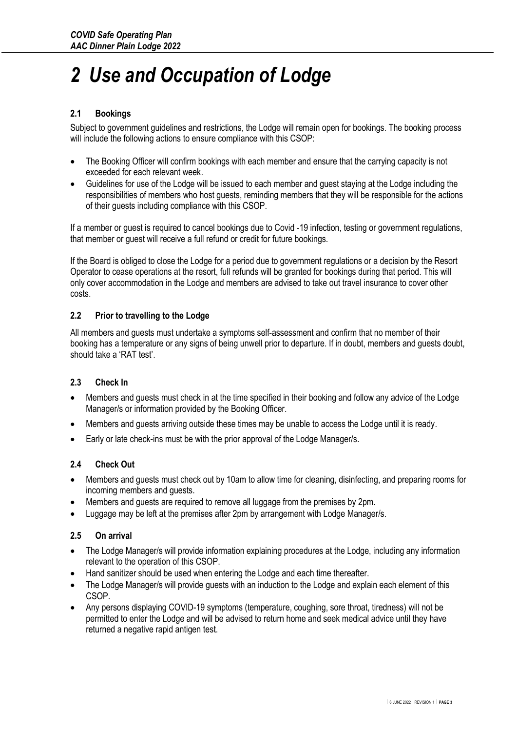# *2 Use and Occupation of Lodge*

### 2.1 Bookings

Subject to government guidelines and restrictions, the Lodge will remain open for bookings. The booking process will include the following actions to ensure compliance with this CSOP:

- The Booking Officer will confirm bookings with each member and ensure that the carrying capacity is not exceeded for each relevant week.
- Guidelines for use of the Lodge will be issued to each member and guest staying at the Lodge including the responsibilities of members who host guests, reminding members that they will be responsible for the actions of their guests including compliance with this CSOP.

If a member or guest is required to cancel bookings due to Covid -19 infection, testing or government regulations, that member or guest will receive a full refund or credit for future bookings.

If the Board is obliged to close the Lodge for a period due to government regulations or a decision by the Resort Operator to cease operations at the resort, full refunds will be granted for bookings during that period. This will only cover accommodation in the Lodge and members are advised to take out travel insurance to cover other costs.

### 2.2 Prior to travelling to the Lodge

All members and guests must undertake a symptoms self-assessment and confirm that no member of their booking has a temperature or any signs of being unwell prior to departure. If in doubt, members and guests doubt, should take a 'RAT test'.

### 2.3 Check In

- Members and guests must check in at the time specified in their booking and follow any advice of the Lodge Manager/s or information provided by the Booking Officer.
- Members and guests arriving outside these times may be unable to access the Lodge until it is ready.
- Early or late check-ins must be with the prior approval of the Lodge Manager/s.

### 2.4 Check Out

- Members and guests must check out by 10am to allow time for cleaning, disinfecting, and preparing rooms for incoming members and guests.
- Members and guests are required to remove all luggage from the premises by 2pm.
- Luggage may be left at the premises after 2pm by arrangement with Lodge Manager/s.

### 2.5 On arrival

- The Lodge Manager/s will provide information explaining procedures at the Lodge, including any information relevant to the operation of this CSOP.
- Hand sanitizer should be used when entering the Lodge and each time thereafter.
- The Lodge Manager/s will provide guests with an induction to the Lodge and explain each element of this CSOP.
- Any persons displaying COVID-19 symptoms (temperature, coughing, sore throat, tiredness) will not be permitted to enter the Lodge and will be advised to return home and seek medical advice until they have returned a negative rapid antigen test.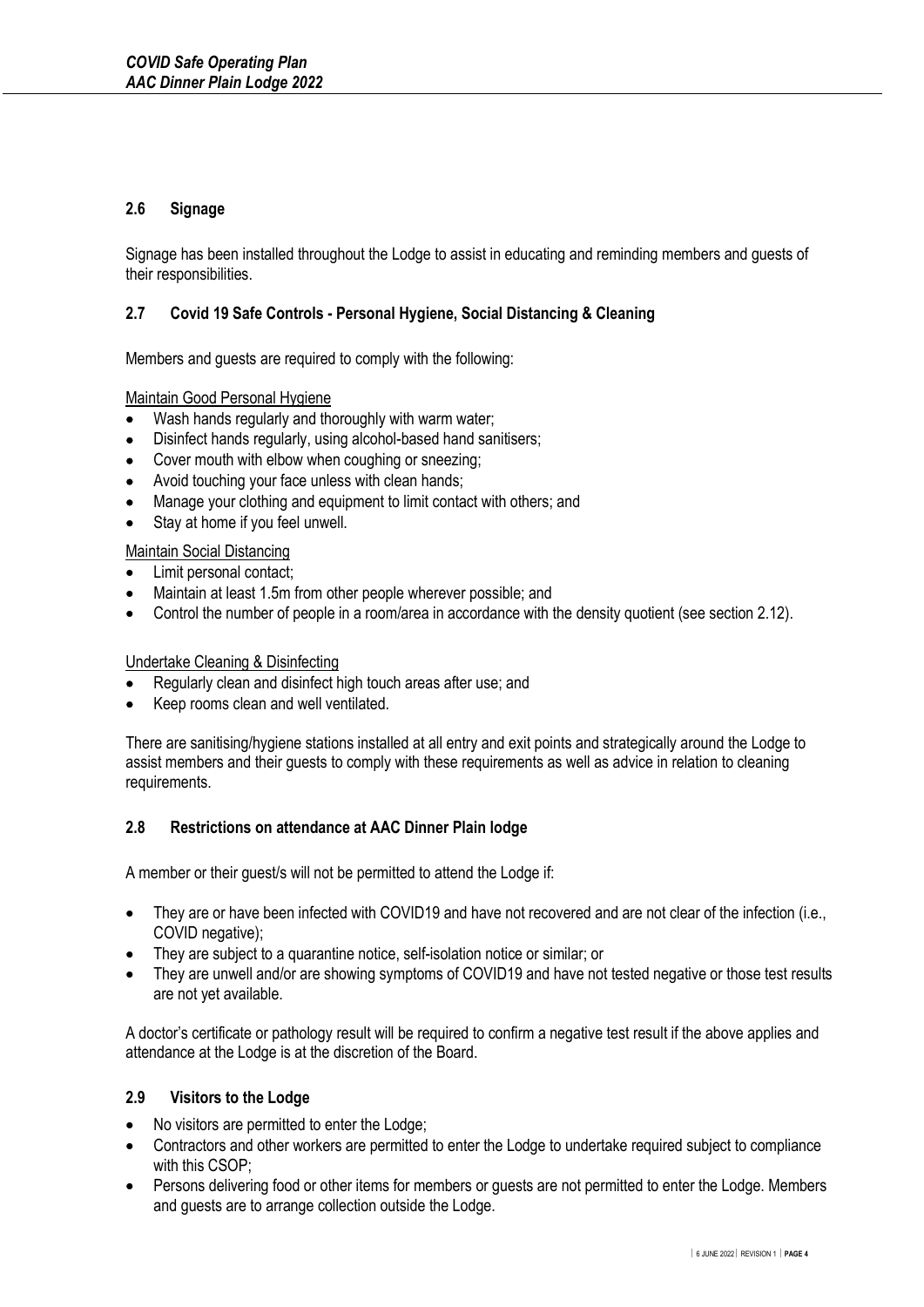## 2.6 Signage

Signage has been installed throughout the Lodge to assist in educating and reminding members and guests of their responsibilities.

## 2.7 Covid 19 Safe Controls - Personal Hygiene, Social Distancing & Cleaning

Members and guests are required to comply with the following:

Maintain Good Personal Hygiene

- Wash hands regularly and thoroughly with warm water;
- Disinfect hands regularly, using alcohol-based hand sanitisers;
- Cover mouth with elbow when coughing or sneezing;
- Avoid touching your face unless with clean hands;
- Manage your clothing and equipment to limit contact with others; and
- Stay at home if you feel unwell.

Maintain Social Distancing

- Limit personal contact;
- Maintain at least 1.5m from other people wherever possible; and
- Control the number of people in a room/area in accordance with the density quotient (see section 2.12).

Undertake Cleaning & Disinfecting

- Regularly clean and disinfect high touch areas after use; and
- Keep rooms clean and well ventilated.

There are sanitising/hygiene stations installed at all entry and exit points and strategically around the Lodge to assist members and their guests to comply with these requirements as well as advice in relation to cleaning requirements.

## 2.8 Restrictions on attendance at AAC Dinner Plain lodge

A member or their guest/s will not be permitted to attend the Lodge if:

- They are or have been infected with COVID19 and have not recovered and are not clear of the infection (i.e., COVID negative);
- They are subject to a quarantine notice, self-isolation notice or similar; or
- They are unwell and/or are showing symptoms of COVID19 and have not tested negative or those test results are not yet available.

A doctor's certificate or pathology result will be required to confirm a negative test result if the above applies and attendance at the Lodge is at the discretion of the Board.

## 2.9 Visitors to the Lodge

- No visitors are permitted to enter the Lodge;
- Contractors and other workers are permitted to enter the Lodge to undertake required subject to compliance with this CSOP;
- Persons delivering food or other items for members or guests are not permitted to enter the Lodge. Members and guests are to arrange collection outside the Lodge.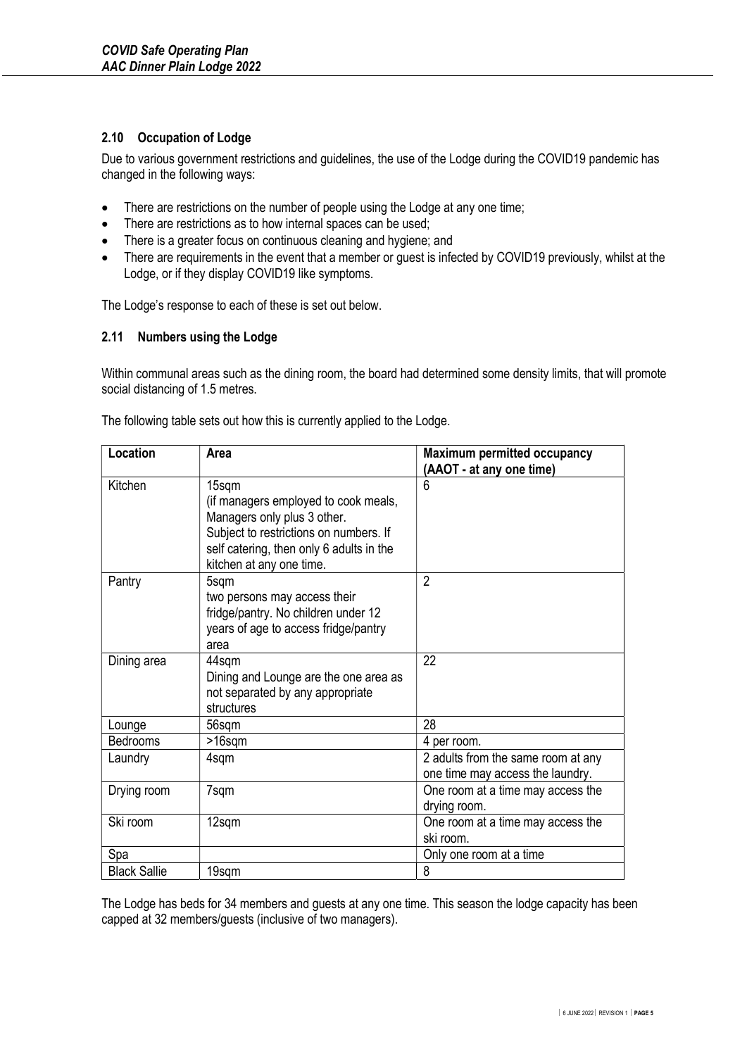### 2.10 Occupation of Lodge

Due to various government restrictions and guidelines, the use of the Lodge during the COVID19 pandemic has changed in the following ways:

- There are restrictions on the number of people using the Lodge at any one time;
- There are restrictions as to how internal spaces can be used;
- There is a greater focus on continuous cleaning and hygiene; and
- There are requirements in the event that a member or guest is infected by COVID19 previously, whilst at the Lodge, or if they display COVID19 like symptoms.

The Lodge's response to each of these is set out below.

### 2.11 Numbers using the Lodge

Within communal areas such as the dining room, the board had determined some density limits, that will promote social distancing of 1.5 metres.

The following table sets out how this is currently applied to the Lodge.

| Location | Area | Maximum permitted occupancy (AAOT - at any one time) |
|---|---|---|
| Kitchen | 15sqm (if managers employed to cook meals, Managers only plus 3 other. Subject to restrictions on numbers. If self catering, then only 6 adults in the kitchen at any one time. | 6 |
| Pantry | 5sqm two persons may access their fridge/pantry. No children under 12 years of age to access fridge/pantry area | 2 |
| Dining area | 44sqm Dining and Lounge are the one area as not separated by any appropriate structures | 22 |
| Lounge | 56sqm | 28 |
| Bedrooms | >16sqm | 4 per room. |
| Laundry | 4sqm | 2 adults from the same room at any one time may access the laundry. |
| Drying room | 7sqm | One room at a time may access the drying room. |
| Ski room | 12sqm | One room at a time may access the ski room. |
| Spa | | Only one room at a time |
| Black Sallie | 19sqm | 8 |

The Lodge has beds for 34 members and guests at any one time. This season the lodge capacity has been capped at 32 members/guests (inclusive of two managers).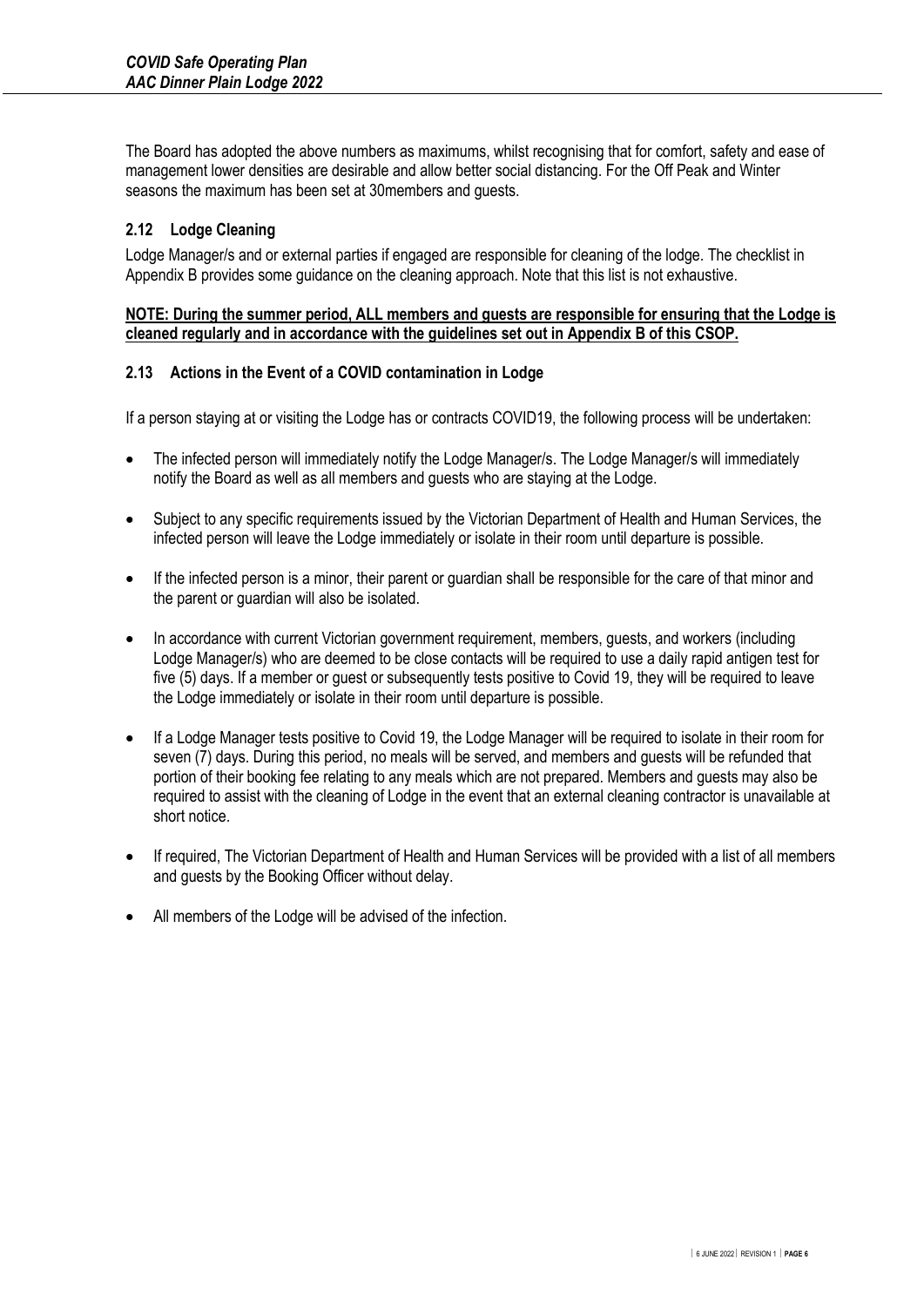The Board has adopted the above numbers as maximums, whilst recognising that for comfort, safety and ease of management lower densities are desirable and allow better social distancing. For the Off Peak and Winter seasons the maximum has been set at 30members and guests.

### 2.12 Lodge Cleaning

Lodge Manager/s and or external parties if engaged are responsible for cleaning of the lodge. The checklist in Appendix B provides some guidance on the cleaning approach. Note that this list is not exhaustive.

**NOTE: During the summer period, ALL members and guests are responsible for ensuring that the Lodge is cleaned regularly and in accordance with the guidelines set out in Appendix B of this CSOP.**

### 2.13 Actions in the Event of a COVID contamination in Lodge

If a person staying at or visiting the Lodge has or contracts COVID19, the following process will be undertaken:

- The infected person will immediately notify the Lodge Manager/s. The Lodge Manager/s will immediately notify the Board as well as all members and guests who are staying at the Lodge.
- Subject to any specific requirements issued by the Victorian Department of Health and Human Services, the infected person will leave the Lodge immediately or isolate in their room until departure is possible.
- If the infected person is a minor, their parent or guardian shall be responsible for the care of that minor and the parent or guardian will also be isolated.
- In accordance with current Victorian government requirement, members, guests, and workers (including Lodge Manager/s) who are deemed to be close contacts will be required to use a daily rapid antigen test for five (5) days. If a member or guest or subsequently tests positive to Covid 19, they will be required to leave the Lodge immediately or isolate in their room until departure is possible.
- If a Lodge Manager tests positive to Covid 19, the Lodge Manager will be required to isolate in their room for seven (7) days. During this period, no meals will be served, and members and guests will be refunded that portion of their booking fee relating to any meals which are not prepared. Members and guests may also be required to assist with the cleaning of Lodge in the event that an external cleaning contractor is unavailable at short notice.
- If required, The Victorian Department of Health and Human Services will be provided with a list of all members and guests by the Booking Officer without delay.
- All members of the Lodge will be advised of the infection.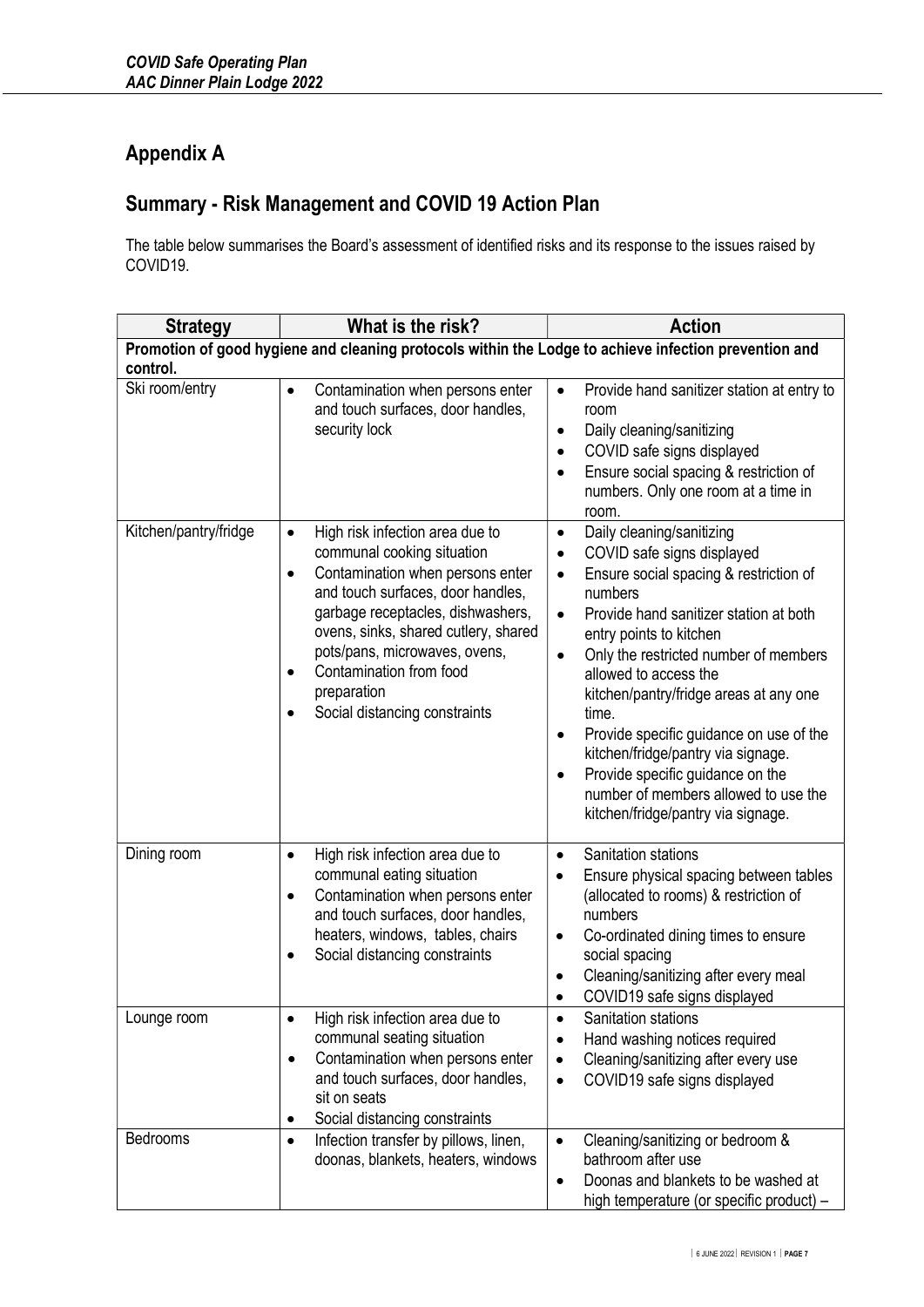## Appendix A

## Summary - Risk Management and COVID 19 Action Plan

The table below summarises the Board's assessment of identified risks and its response to the issues raised by COVID19.

| Strategy | What is the risk? | Action |
|---|---|---|
| **Promotion of good hygiene and cleaning protocols within the Lodge to achieve infection prevention and control.** | | |
| Ski room/entry | • Contamination when persons enter and touch surfaces, door handles, security lock | • Provide hand sanitizer station at entry to room<br>• Daily cleaning/sanitizing<br>• COVID safe signs displayed<br>• Ensure social spacing & restriction of numbers. Only one room at a time in room. |
| Kitchen/pantry/fridge | • High risk infection area due to communal cooking situation<br>• Contamination when persons enter and touch surfaces, door handles, garbage receptacles, dishwashers, ovens, sinks, shared cutlery, shared pots/pans, microwaves, ovens,<br>• Contamination from food preparation<br>• Social distancing constraints | • Daily cleaning/sanitizing<br>• COVID safe signs displayed<br>• Ensure social spacing & restriction of numbers<br>• Provide hand sanitizer station at both entry points to kitchen<br>• Only the restricted number of members allowed to access the kitchen/pantry/fridge areas at any one time.<br>• Provide specific guidance on use of the kitchen/fridge/pantry via signage.<br>• Provide specific guidance on the number of members allowed to use the kitchen/fridge/pantry via signage. |
| Dining room | • High risk infection area due to communal eating situation<br>• Contamination when persons enter and touch surfaces, door handles, heaters, windows, tables, chairs<br>• Social distancing constraints | • Sanitation stations<br>• Ensure physical spacing between tables (allocated to rooms) & restriction of numbers<br>• Co-ordinated dining times to ensure social spacing<br>• Cleaning/sanitizing after every meal<br>• COVID19 safe signs displayed |
| Lounge room | • High risk infection area due to communal seating situation<br>• Contamination when persons enter and touch surfaces, door handles, sit on seats<br>• Social distancing constraints | • Sanitation stations<br>• Hand washing notices required<br>• Cleaning/sanitizing after every use<br>• COVID19 safe signs displayed |
| Bedrooms | • Infection transfer by pillows, linen, doonas, blankets, heaters, windows | • Cleaning/sanitizing or bedroom & bathroom after use<br>• Doonas and blankets to be washed at high temperature (or specific product) – |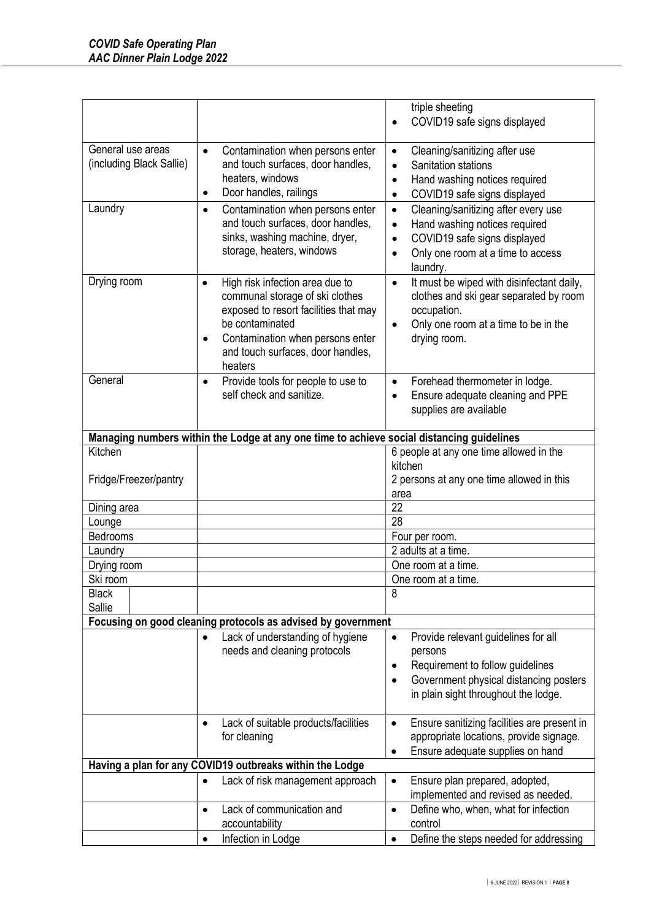| | | |
|---|---|---|
| | | triple sheeting<br>• COVID19 safe signs displayed |
| General use areas (including Black Sallie) | • Contamination when persons enter and touch surfaces, door handles, heaters, windows<br>• Door handles, railings | • Cleaning/sanitizing after use<br>• Sanitation stations<br>• Hand washing notices required<br>• COVID19 safe signs displayed |
| Laundry | • Contamination when persons enter and touch surfaces, door handles, sinks, washing machine, dryer, storage, heaters, windows | • Cleaning/sanitizing after every use<br>• Hand washing notices required<br>• COVID19 safe signs displayed<br>• Only one room at a time to access laundry. |
| Drying room | • High risk infection area due to communal storage of ski clothes exposed to resort facilities that may be contaminated<br>• Contamination when persons enter and touch surfaces, door handles, heaters | • It must be wiped with disinfectant daily, clothes and ski gear separated by room occupation.<br>• Only one room at a time to be in the drying room. |
| General | • Provide tools for people to use to self check and sanitize. | • Forehead thermometer in lodge.<br>• Ensure adequate cleaning and PPE supplies are available |
| **Managing numbers within the Lodge at any one time to achieve social distancing guidelines** | | |
| Kitchen<br><br>Fridge/Freezer/pantry | | 6 people at any one time allowed in the kitchen<br>2 persons at any one time allowed in this area |
| Dining area | | 22 |
| Lounge | | 28 |
| Bedrooms | | Four per room. |
| Laundry | | 2 adults at a time. |
| Drying room | | One room at a time. |
| Ski room | | One room at a time. |
| Black Sallie | | 8 |
| **Focusing on good cleaning protocols as advised by government** | | |
| | • Lack of understanding of hygiene needs and cleaning protocols | • Provide relevant guidelines for all persons<br>• Requirement to follow guidelines<br>• Government physical distancing posters in plain sight throughout the lodge. |
| | • Lack of suitable products/facilities for cleaning | • Ensure sanitizing facilities are present in appropriate locations, provide signage.<br>• Ensure adequate supplies on hand |
| **Having a plan for any COVID19 outbreaks within the Lodge** | | |
| | • Lack of risk management approach | • Ensure plan prepared, adopted, implemented and revised as needed. |
| | • Lack of communication and accountability | • Define who, when, what for infection control |
| | • Infection in Lodge | • Define the steps needed for addressing |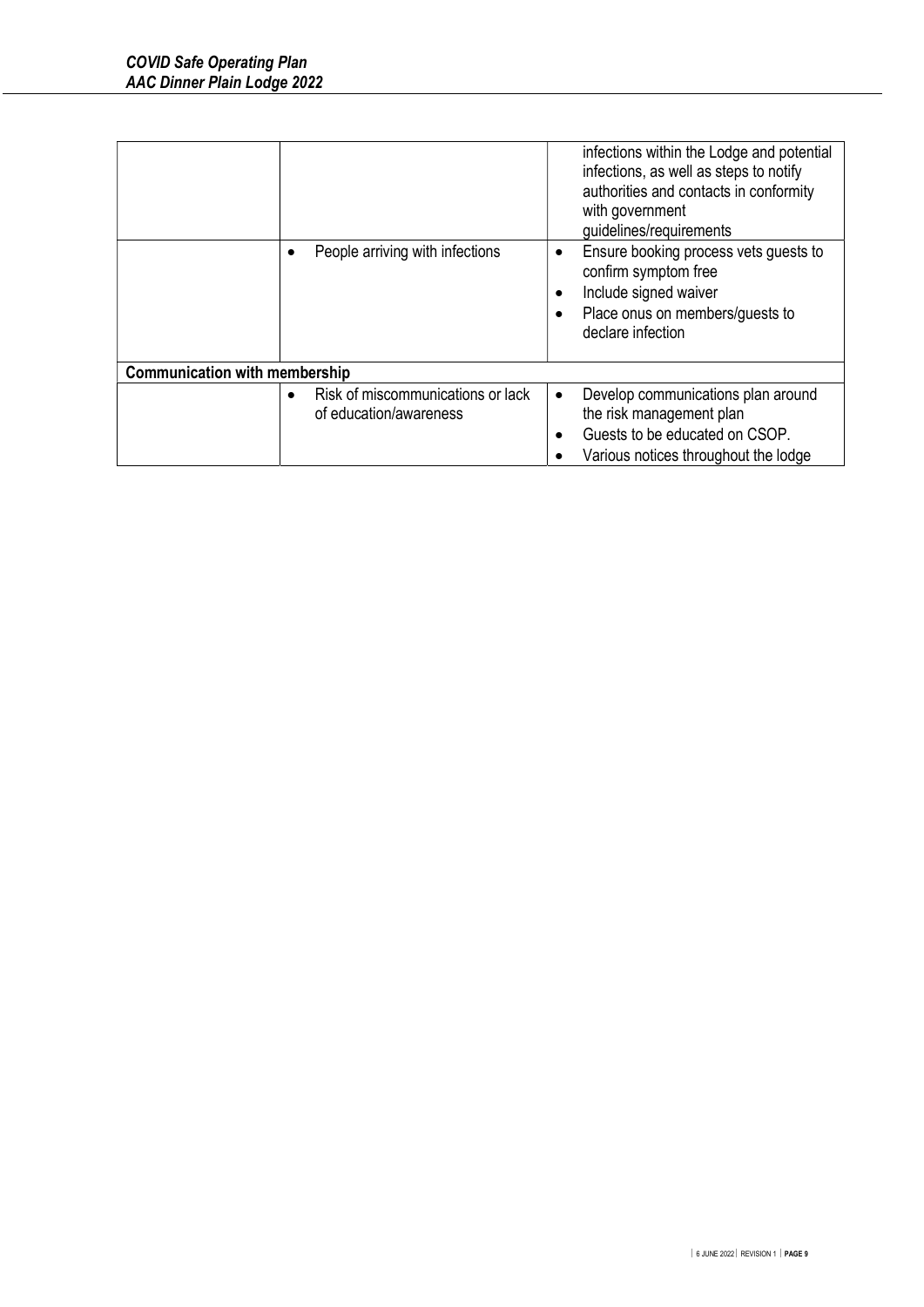| | | |
|---|---|---|
| | | infections within the Lodge and potential infections, as well as steps to notify authorities and contacts in conformity with government guidelines/requirements |
| | • People arriving with infections | • Ensure booking process vets guests to confirm symptom free<br>• Include signed waiver<br>• Place onus on members/guests to declare infection |
| **Communication with membership** | | |
| | • Risk of miscommunications or lack of education/awareness | • Develop communications plan around the risk management plan<br>• Guests to be educated on CSOP.<br>• Various notices throughout the lodge |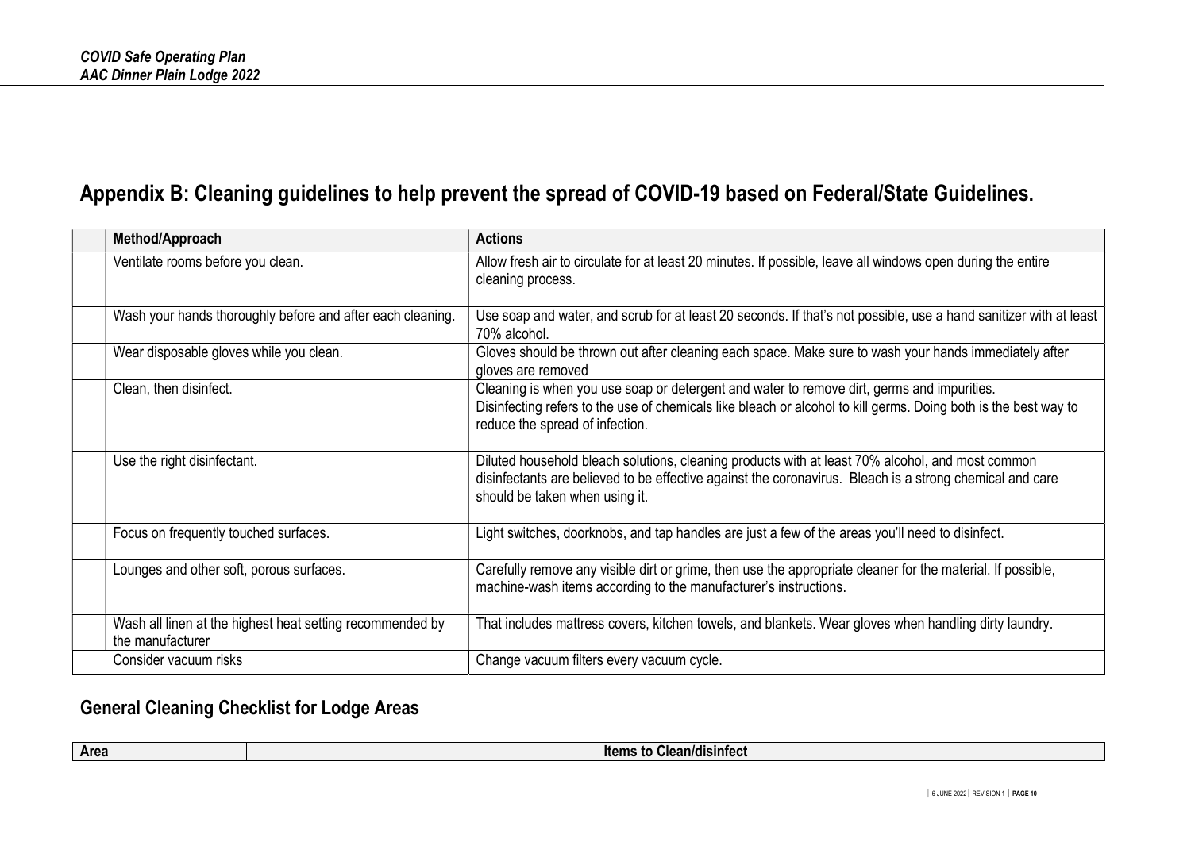## Appendix B: Cleaning guidelines to help prevent the spread of COVID-19 based on Federal/State Guidelines.

| | Method/Approach | Actions |
|---|---|---|
| | Ventilate rooms before you clean. | Allow fresh air to circulate for at least 20 minutes. If possible, leave all windows open during the entire cleaning process. |
| | Wash your hands thoroughly before and after each cleaning. | Use soap and water, and scrub for at least 20 seconds. If that's not possible, use a hand sanitizer with at least 70% alcohol. |
| | Wear disposable gloves while you clean. | Gloves should be thrown out after cleaning each space. Make sure to wash your hands immediately after gloves are removed |
| | Clean, then disinfect. | Cleaning is when you use soap or detergent and water to remove dirt, germs and impurities. Disinfecting refers to the use of chemicals like bleach or alcohol to kill germs. Doing both is the best way to reduce the spread of infection. |
| | Use the right disinfectant. | Diluted household bleach solutions, cleaning products with at least 70% alcohol, and most common disinfectants are believed to be effective against the coronavirus. Bleach is a strong chemical and care should be taken when using it. |
| | Focus on frequently touched surfaces. | Light switches, doorknobs, and tap handles are just a few of the areas you'll need to disinfect. |
| | Lounges and other soft, porous surfaces. | Carefully remove any visible dirt or grime, then use the appropriate cleaner for the material. If possible, machine-wash items according to the manufacturer's instructions. |
| | Wash all linen at the highest heat setting recommended by the manufacturer | That includes mattress covers, kitchen towels, and blankets. Wear gloves when handling dirty laundry. |
| | Consider vacuum risks | Change vacuum filters every vacuum cycle. |

### General Cleaning Checklist for Lodge Areas

| Area | Items to Clean/disinfect |
|---|---|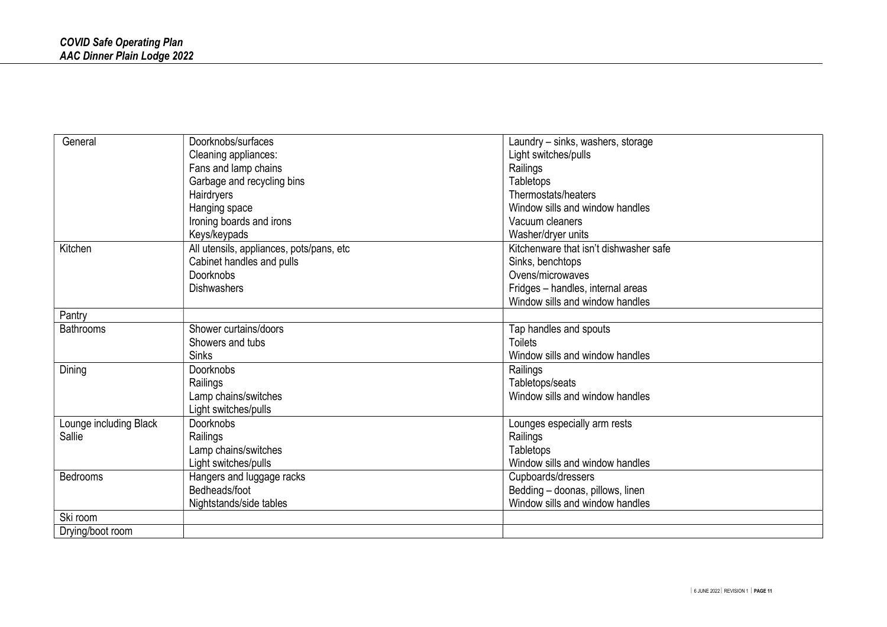| General | Doorknobs/surfaces<br>Cleaning appliances:<br>Fans and lamp chains<br>Garbage and recycling bins<br>Hairdryers<br>Hanging space<br>Ironing boards and irons<br>Keys/keypads | Laundry – sinks, washers, storage<br>Light switches/pulls<br>Railings<br>Tabletops<br>Thermostats/heaters<br>Window sills and window handles<br>Vacuum cleaners<br>Washer/dryer units |
|---|---|---|
| Kitchen | All utensils, appliances, pots/pans, etc<br>Cabinet handles and pulls<br>Doorknobs<br>Dishwashers | Kitchenware that isn't dishwasher safe<br>Sinks, benchtops<br>Ovens/microwaves<br>Fridges – handles, internal areas<br>Window sills and window handles |
| Pantry | | |
| Bathrooms | Shower curtains/doors<br>Showers and tubs<br>Sinks | Tap handles and spouts<br>Toilets<br>Window sills and window handles |
| Dining | Doorknobs<br>Railings<br>Lamp chains/switches<br>Light switches/pulls | Railings<br>Tabletops/seats<br>Window sills and window handles |
| Lounge including Black Sallie | Doorknobs<br>Railings<br>Lamp chains/switches<br>Light switches/pulls | Lounges especially arm rests<br>Railings<br>Tabletops<br>Window sills and window handles |
| Bedrooms | Hangers and luggage racks<br>Bedheads/foot<br>Nightstands/side tables | Cupboards/dressers<br>Bedding – doonas, pillows, linen<br>Window sills and window handles |
| Ski room | | |
| Drying/boot room | | |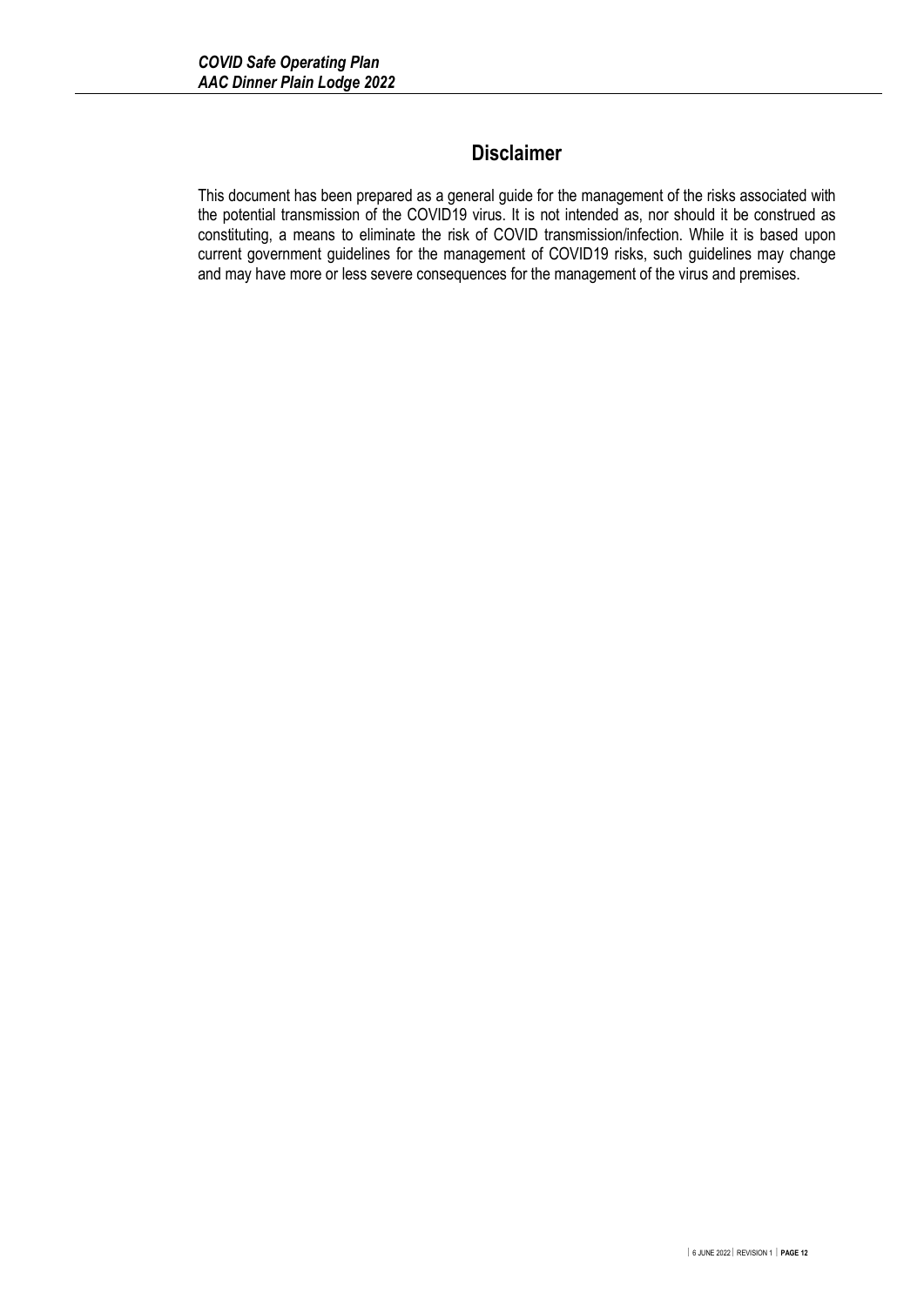## Disclaimer

This document has been prepared as a general guide for the management of the risks associated with the potential transmission of the COVID19 virus. It is not intended as, nor should it be construed as constituting, a means to eliminate the risk of COVID transmission/infection. While it is based upon current government guidelines for the management of COVID19 risks, such guidelines may change and may have more or less severe consequences for the management of the virus and premises.